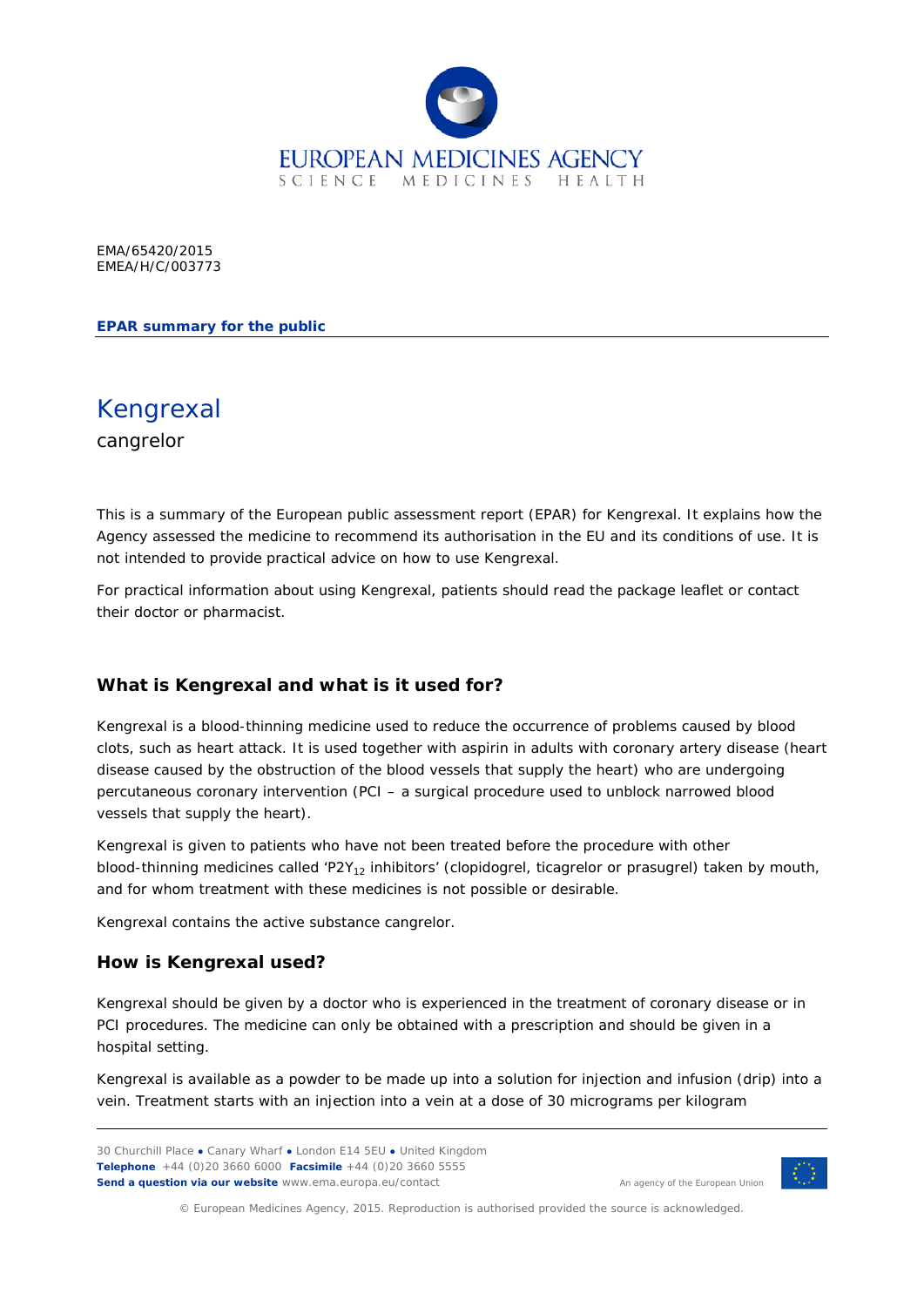EMA/65420/2015
EMEA/H/C/003773

**EPAR summary for the public**

# Kengrexal

cangrelor

This is a summary of the European public assessment report (EPAR) for Kengrexal. It explains how the Agency assessed the medicine to recommend its authorisation in the EU and its conditions of use. It is not intended to provide practical advice on how to use Kengrexal.

For practical information about using Kengrexal, patients should read the package leaflet or contact their doctor or pharmacist.

## What is Kengrexal and what is it used for?

Kengrexal is a blood-thinning medicine used to reduce the occurrence of problems caused by blood clots, such as heart attack. It is used together with aspirin in adults with coronary artery disease (heart disease caused by the obstruction of the blood vessels that supply the heart) who are undergoing percutaneous coronary intervention (PCI – a surgical procedure used to unblock narrowed blood vessels that supply the heart).

Kengrexal is given to patients who have not been treated before the procedure with other blood-thinning medicines called '$P2Y_{12}$ inhibitors' (clopidogrel, ticagrelor or prasugrel) taken by mouth, and for whom treatment with these medicines is not possible or desirable.

Kengrexal contains the active substance cangrelor.

## How is Kengrexal used?

Kengrexal should be given by a doctor who is experienced in the treatment of coronary disease or in PCI procedures. The medicine can only be obtained with a prescription and should be given in a hospital setting.

Kengrexal is available as a powder to be made up into a solution for injection and infusion (drip) into a vein. Treatment starts with an injection into a vein at a dose of 30 micrograms per kilogram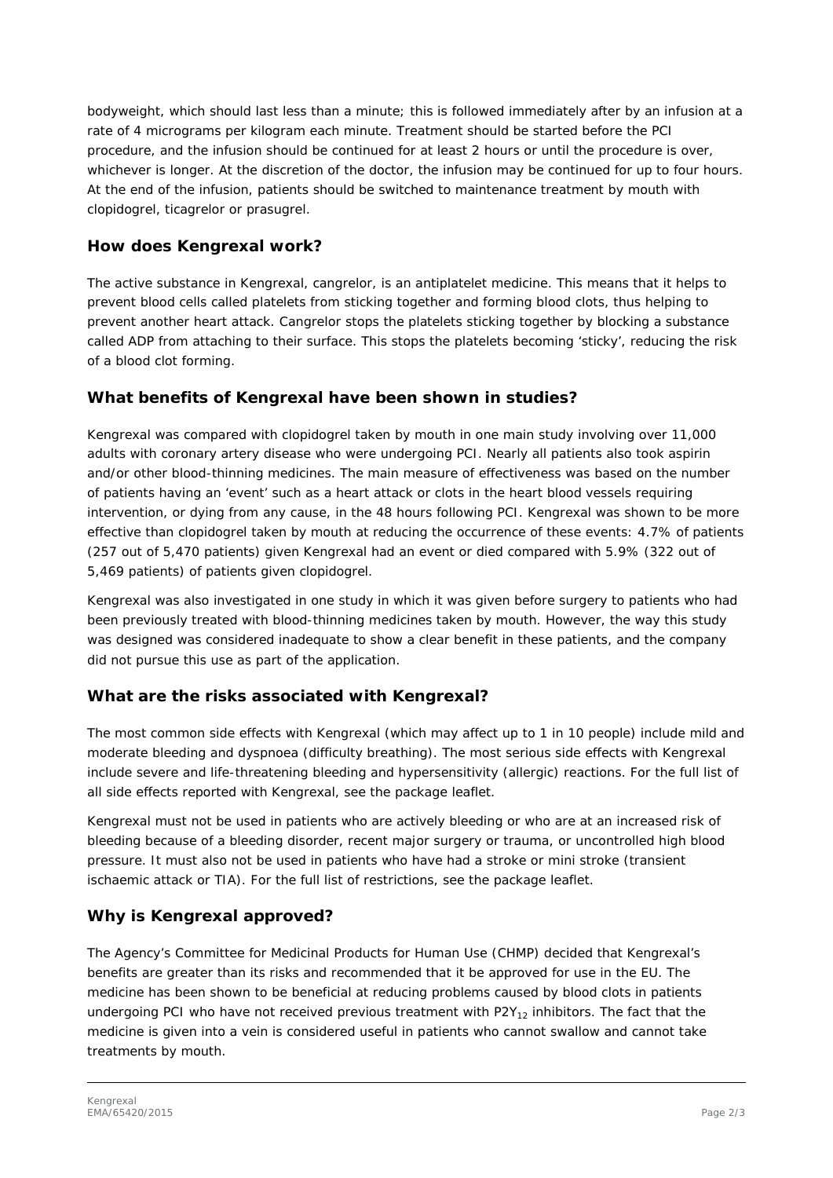bodyweight, which should last less than a minute; this is followed immediately after by an infusion at a rate of 4 micrograms per kilogram each minute. Treatment should be started before the PCI procedure, and the infusion should be continued for at least 2 hours or until the procedure is over, whichever is longer. At the discretion of the doctor, the infusion may be continued for up to four hours. At the end of the infusion, patients should be switched to maintenance treatment by mouth with clopidogrel, ticagrelor or prasugrel.

## How does Kengrexal work?

The active substance in Kengrexal, cangrelor, is an antiplatelet medicine. This means that it helps to prevent blood cells called platelets from sticking together and forming blood clots, thus helping to prevent another heart attack. Cangrelor stops the platelets sticking together by blocking a substance called ADP from attaching to their surface. This stops the platelets becoming 'sticky', reducing the risk of a blood clot forming.

## What benefits of Kengrexal have been shown in studies?

Kengrexal was compared with clopidogrel taken by mouth in one main study involving over 11,000 adults with coronary artery disease who were undergoing PCI. Nearly all patients also took aspirin and/or other blood-thinning medicines. The main measure of effectiveness was based on the number of patients having an 'event' such as a heart attack or clots in the heart blood vessels requiring intervention, or dying from any cause, in the 48 hours following PCI. Kengrexal was shown to be more effective than clopidogrel taken by mouth at reducing the occurrence of these events: 4.7% of patients (257 out of 5,470 patients) given Kengrexal had an event or died compared with 5.9% (322 out of 5,469 patients) of patients given clopidogrel.

Kengrexal was also investigated in one study in which it was given before surgery to patients who had been previously treated with blood-thinning medicines taken by mouth. However, the way this study was designed was considered inadequate to show a clear benefit in these patients, and the company did not pursue this use as part of the application.

## What are the risks associated with Kengrexal?

The most common side effects with Kengrexal (which may affect up to 1 in 10 people) include mild and moderate bleeding and dyspnoea (difficulty breathing). The most serious side effects with Kengrexal include severe and life-threatening bleeding and hypersensitivity (allergic) reactions. For the full list of all side effects reported with Kengrexal, see the package leaflet.

Kengrexal must not be used in patients who are actively bleeding or who are at an increased risk of bleeding because of a bleeding disorder, recent major surgery or trauma, or uncontrolled high blood pressure. It must also not be used in patients who have had a stroke or mini stroke (transient ischaemic attack or TIA). For the full list of restrictions, see the package leaflet.

## Why is Kengrexal approved?

The Agency's Committee for Medicinal Products for Human Use (CHMP) decided that Kengrexal's benefits are greater than its risks and recommended that it be approved for use in the EU. The medicine has been shown to be beneficial at reducing problems caused by blood clots in patients undergoing PCI who have not received previous treatment with $P2Y_{12}$ inhibitors. The fact that the medicine is given into a vein is considered useful in patients who cannot swallow and cannot take treatments by mouth.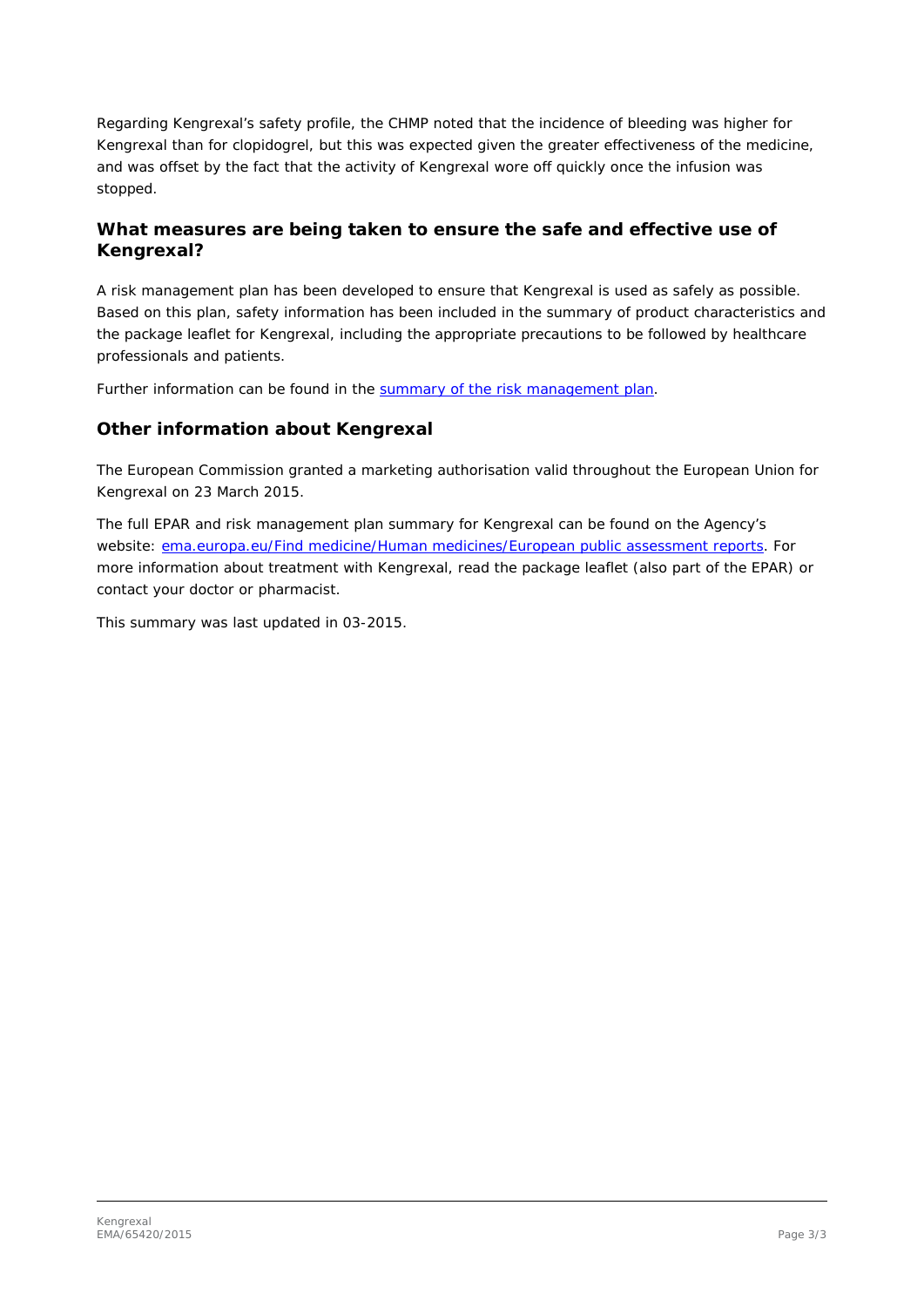Regarding Kengrexal's safety profile, the CHMP noted that the incidence of bleeding was higher for Kengrexal than for clopidogrel, but this was expected given the greater effectiveness of the medicine, and was offset by the fact that the activity of Kengrexal wore off quickly once the infusion was stopped.

## What measures are being taken to ensure the safe and effective use of Kengrexal?

A risk management plan has been developed to ensure that Kengrexal is used as safely as possible. Based on this plan, safety information has been included in the summary of product characteristics and the package leaflet for Kengrexal, including the appropriate precautions to be followed by healthcare professionals and patients.

Further information can be found in the summary of the risk management plan.

## Other information about Kengrexal

The European Commission granted a marketing authorisation valid throughout the European Union for Kengrexal on 23 March 2015.

The full EPAR and risk management plan summary for Kengrexal can be found on the Agency's website: ema.europa.eu/Find medicine/Human medicines/European public assessment reports. For more information about treatment with Kengrexal, read the package leaflet (also part of the EPAR) or contact your doctor or pharmacist.

This summary was last updated in 03-2015.